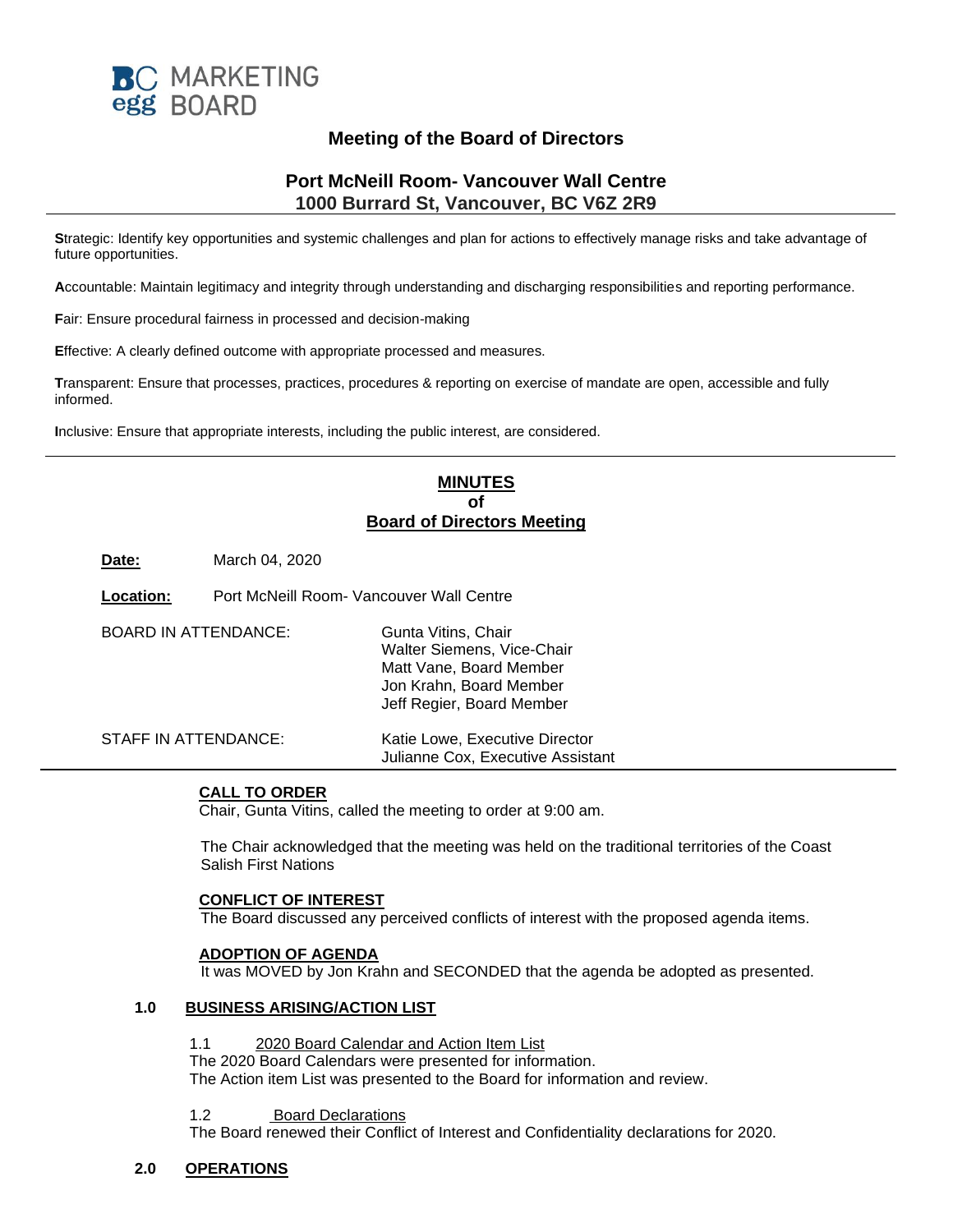BC MARKETING egg BOARD

# Meeting of the Board of Directors

## Port McNeill Room- Vancouver Wall Centre
## 1000 Burrard St, Vancouver, BC V6Z 2R9

**S**trategic: Identify key opportunities and systemic challenges and plan for actions to effectively manage risks and take advantage of future opportunities.

**A**ccountable: Maintain legitimacy and integrity through understanding and discharging responsibilities and reporting performance.

**F**air: Ensure procedural fairness in processed and decision-making

**E**ffective: A clearly defined outcome with appropriate processed and measures.

**T**ransparent: Ensure that processes, practices, procedures & reporting on exercise of mandate are open, accessible and fully informed.

**I**nclusive: Ensure that appropriate interests, including the public interest, are considered.

---

# MINUTES of Board of Directors Meeting

**Date:** March 04, 2020

**Location:** Port McNeill Room- Vancouver Wall Centre

BOARD IN ATTENDANCE:
- Gunta Vitins, Chair
- Walter Siemens, Vice-Chair
- Matt Vane, Board Member
- Jon Krahn, Board Member
- Jeff Regier, Board Member

STAFF IN ATTENDANCE:
- Katie Lowe, Executive Director
- Julianne Cox, Executive Assistant

---

**CALL TO ORDER**

Chair, Gunta Vitins, called the meeting to order at 9:00 am.

The Chair acknowledged that the meeting was held on the traditional territories of the Coast Salish First Nations

**CONFLICT OF INTEREST**

The Board discussed any perceived conflicts of interest with the proposed agenda items.

**ADOPTION OF AGENDA**

It was MOVED by Jon Krahn and SECONDED that the agenda be adopted as presented.

## 1.0 BUSINESS ARISING/ACTION LIST

1.1 2020 Board Calendar and Action Item List

The 2020 Board Calendars were presented for information.
The Action item List was presented to the Board for information and review.

1.2 Board Declarations

The Board renewed their Conflict of Interest and Confidentiality declarations for 2020.

## 2.0 OPERATIONS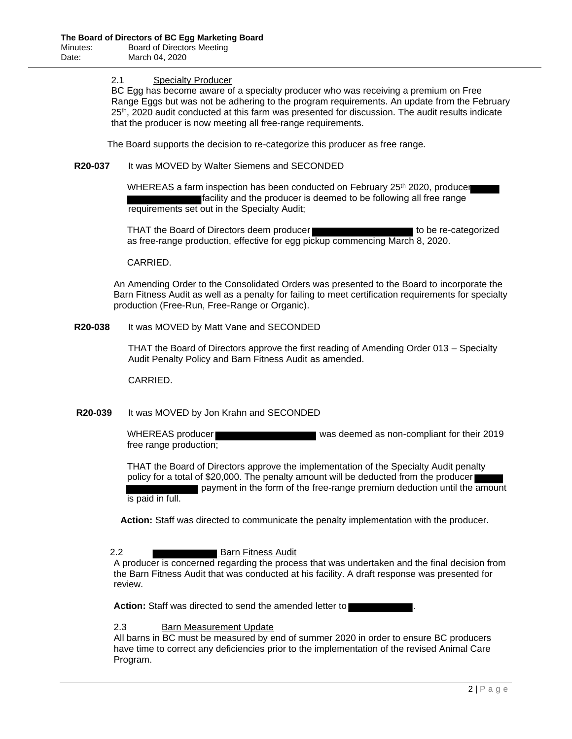2.1 Specialty Producer

BC Egg has become aware of a specialty producer who was receiving a premium on Free Range Eggs but was not be adhering to the program requirements. An update from the February 25th, 2020 audit conducted at this farm was presented for discussion. The audit results indicate that the producer is now meeting all free-range requirements.

The Board supports the decision to re-categorize this producer as free range.

**R20-037** It was MOVED by Walter Siemens and SECONDED

WHEREAS a farm inspection has been conducted on February 25th 2020, producer ██████ ██████ facility and the producer is deemed to be following all free range requirements set out in the Specialty Audit;

THAT the Board of Directors deem producer ██████ to be re-categorized as free-range production, effective for egg pickup commencing March 8, 2020.

CARRIED.

An Amending Order to the Consolidated Orders was presented to the Board to incorporate the Barn Fitness Audit as well as a penalty for failing to meet certification requirements for specialty production (Free-Run, Free-Range or Organic).

**R20-038** It was MOVED by Matt Vane and SECONDED

THAT the Board of Directors approve the first reading of Amending Order 013 – Specialty Audit Penalty Policy and Barn Fitness Audit as amended.

CARRIED.

**R20-039** It was MOVED by Jon Krahn and SECONDED

WHEREAS producer ██████ was deemed as non-compliant for their 2019 free range production;

THAT the Board of Directors approve the implementation of the Specialty Audit penalty policy for a total of $20,000. The penalty amount will be deducted from the producer ██████ ██████ payment in the form of the free-range premium deduction until the amount is paid in full.

**Action:** Staff was directed to communicate the penalty implementation with the producer.

2.2 ██████ Barn Fitness Audit

A producer is concerned regarding the process that was undertaken and the final decision from the Barn Fitness Audit that was conducted at his facility. A draft response was presented for review.

**Action:** Staff was directed to send the amended letter to ██████.

2.3 Barn Measurement Update

All barns in BC must be measured by end of summer 2020 in order to ensure BC producers have time to correct any deficiencies prior to the implementation of the revised Animal Care Program.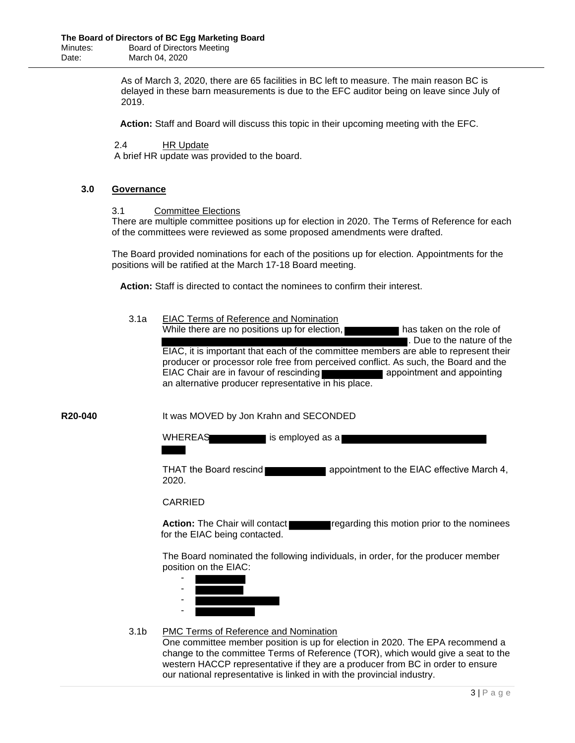As of March 3, 2020, there are 65 facilities in BC left to measure. The main reason BC is delayed in these barn measurements is due to the EFC auditor being on leave since July of 2019.

**Action:** Staff and Board will discuss this topic in their upcoming meeting with the EFC.

2.4 HR Update

A brief HR update was provided to the board.

## 3.0 Governance

3.1 Committee Elections

There are multiple committee positions up for election in 2020. The Terms of Reference for each of the committees were reviewed as some proposed amendments were drafted.

The Board provided nominations for each of the positions up for election. Appointments for the positions will be ratified at the March 17-18 Board meeting.

**Action:** Staff is directed to contact the nominees to confirm their interest.

3.1a EIAC Terms of Reference and Nomination

While there are no positions up for election, [REDACTED] has taken on the role of [REDACTED]. Due to the nature of the EIAC, it is important that each of the committee members are able to represent their producer or processor role free from perceived conflict. As such, the Board and the EIAC Chair are in favour of rescinding [REDACTED] appointment and appointing an alternative producer representative in his place.

**R20-040** It was MOVED by Jon Krahn and SECONDED

WHEREAS [REDACTED] is employed as a [REDACTED]

THAT the Board rescind [REDACTED] appointment to the EIAC effective March 4, 2020.

CARRIED

**Action:** The Chair will contact [REDACTED] regarding this motion prior to the nominees for the EIAC being contacted.

The Board nominated the following individuals, in order, for the producer member position on the EIAC:

- [REDACTED]
- [REDACTED]
- [REDACTED]
- [REDACTED]

3.1b PMC Terms of Reference and Nomination

One committee member position is up for election in 2020. The EPA recommend a change to the committee Terms of Reference (TOR), which would give a seat to the western HACCP representative if they are a producer from BC in order to ensure our national representative is linked in with the provincial industry.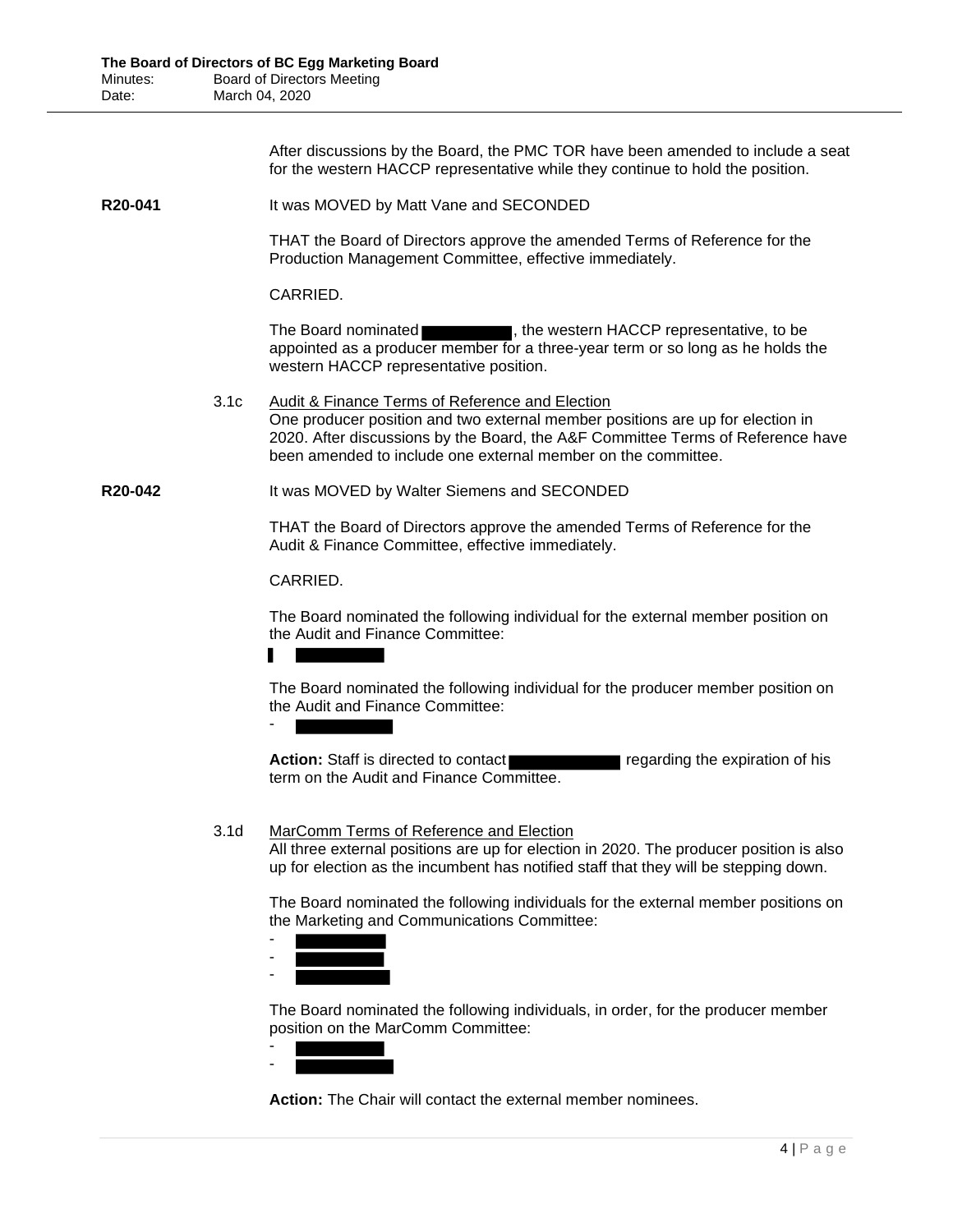After discussions by the Board, the PMC TOR have been amended to include a seat for the western HACCP representative while they continue to hold the position.

**R20-041** It was MOVED by Matt Vane and SECONDED

THAT the Board of Directors approve the amended Terms of Reference for the Production Management Committee, effective immediately.

CARRIED.

The Board nominated ███████, the western HACCP representative, to be appointed as a producer member for a three-year term or so long as he holds the western HACCP representative position.

3.1c <u>Audit & Finance Terms of Reference and Election</u>
One producer position and two external member positions are up for election in 2020. After discussions by the Board, the A&F Committee Terms of Reference have been amended to include one external member on the committee.

**R20-042** It was MOVED by Walter Siemens and SECONDED

THAT the Board of Directors approve the amended Terms of Reference for the Audit & Finance Committee, effective immediately.

CARRIED.

The Board nominated the following individual for the external member position on the Audit and Finance Committee:

- ███████

The Board nominated the following individual for the producer member position on the Audit and Finance Committee:

- ███████

**Action:** Staff is directed to contact ███████ regarding the expiration of his term on the Audit and Finance Committee.

3.1d <u>MarComm Terms of Reference and Election</u>
All three external positions are up for election in 2020. The producer position is also up for election as the incumbent has notified staff that they will be stepping down.

The Board nominated the following individuals for the external member positions on the Marketing and Communications Committee:

- ███████
- ███████
- ███████

The Board nominated the following individuals, in order, for the producer member position on the MarComm Committee:

- ███████
- ███████

**Action:** The Chair will contact the external member nominees.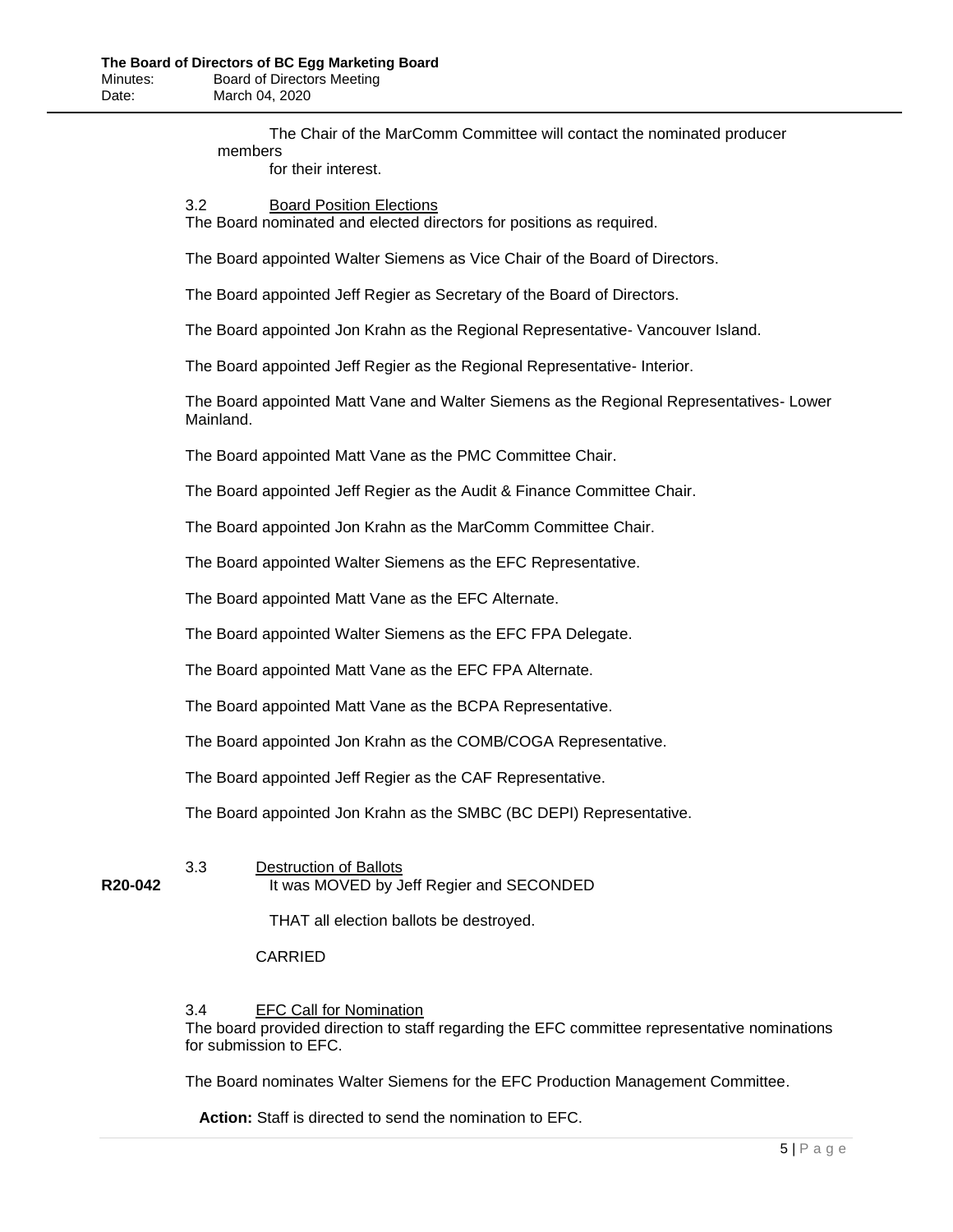The Chair of the MarComm Committee will contact the nominated producer members for their interest.

3.2 Board Position Elections

The Board nominated and elected directors for positions as required.

The Board appointed Walter Siemens as Vice Chair of the Board of Directors.

The Board appointed Jeff Regier as Secretary of the Board of Directors.

The Board appointed Jon Krahn as the Regional Representative- Vancouver Island.

The Board appointed Jeff Regier as the Regional Representative- Interior.

The Board appointed Matt Vane and Walter Siemens as the Regional Representatives- Lower Mainland.

The Board appointed Matt Vane as the PMC Committee Chair.

The Board appointed Jeff Regier as the Audit & Finance Committee Chair.

The Board appointed Jon Krahn as the MarComm Committee Chair.

The Board appointed Walter Siemens as the EFC Representative.

The Board appointed Matt Vane as the EFC Alternate.

The Board appointed Walter Siemens as the EFC FPA Delegate.

The Board appointed Matt Vane as the EFC FPA Alternate.

The Board appointed Matt Vane as the BCPA Representative.

The Board appointed Jon Krahn as the COMB/COGA Representative.

The Board appointed Jeff Regier as the CAF Representative.

The Board appointed Jon Krahn as the SMBC (BC DEPI) Representative.

3.3 Destruction of Ballots

**R20-042** It was MOVED by Jeff Regier and SECONDED

THAT all election ballots be destroyed.

CARRIED

3.4 EFC Call for Nomination

The board provided direction to staff regarding the EFC committee representative nominations for submission to EFC.

The Board nominates Walter Siemens for the EFC Production Management Committee.

**Action:** Staff is directed to send the nomination to EFC.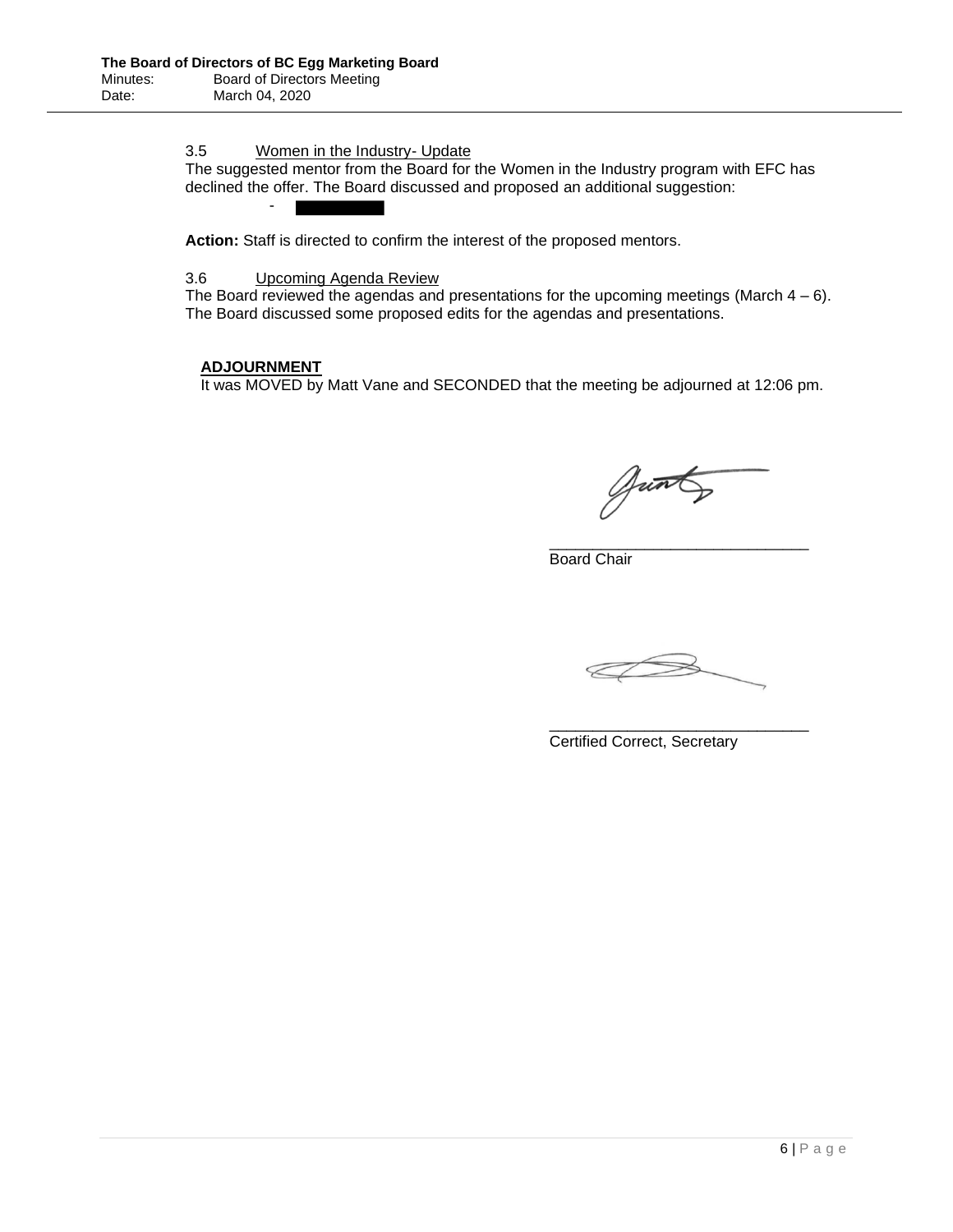3.5 Women in the Industry- Update

The suggested mentor from the Board for the Women in the Industry program with EFC has declined the offer. The Board discussed and proposed an additional suggestion:

- 

**Action:** Staff is directed to confirm the interest of the proposed mentors.

3.6 Upcoming Agenda Review

The Board reviewed the agendas and presentations for the upcoming meetings (March 4 – 6). The Board discussed some proposed edits for the agendas and presentations.

**ADJOURNMENT**

It was MOVED by Matt Vane and SECONDED that the meeting be adjourned at 12:06 pm.

_______________________________

Board Chair

_______________________________

Certified Correct, Secretary